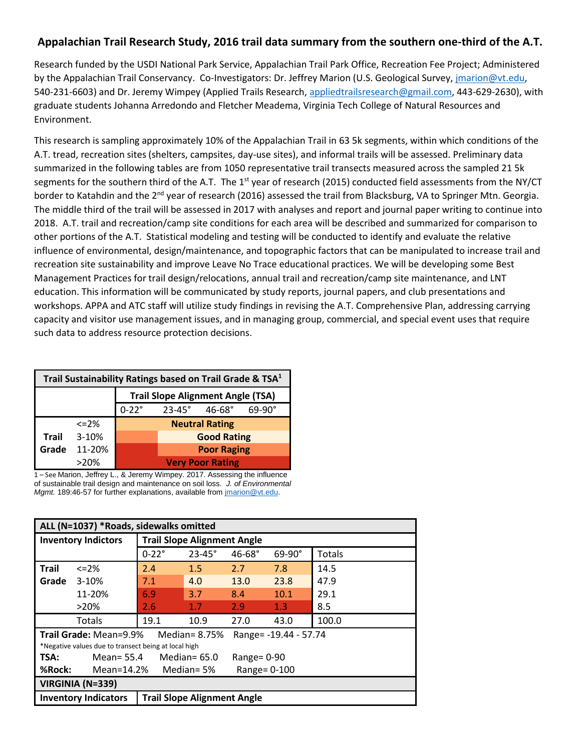# Appalachian Trail Research Study, 2016 trail data summary from the southern one-third of the A.T.

Research funded by the USDI National Park Service, Appalachian Trail Park Office, Recreation Fee Project; Administered by the Appalachian Trail Conservancy. Co-Investigators: Dr. Jeffrey Marion (U.S. Geological Survey, jmarion@vt.edu, 540-231-6603) and Dr. Jeremy Wimpey (Applied Trails Research, appliedtrailsresearch@gmail.com, 443-629-2630), with graduate students Johanna Arredondo and Fletcher Meadema, Virginia Tech College of Natural Resources and Environment.

This research is sampling approximately 10% of the Appalachian Trail in 63 5k segments, within which conditions of the A.T. tread, recreation sites (shelters, campsites, day-use sites), and informal trails will be assessed. Preliminary data summarized in the following tables are from 1050 representative trail transects measured across the sampled 21 5k segments for the southern third of the A.T. The 1st year of research (2015) conducted field assessments from the NY/CT border to Katahdin and the 2nd year of research (2016) assessed the trail from Blacksburg, VA to Springer Mtn. Georgia. The middle third of the trail will be assessed in 2017 with analyses and report and journal paper writing to continue into 2018. A.T. trail and recreation/camp site conditions for each area will be described and summarized for comparison to other portions of the A.T. Statistical modeling and testing will be conducted to identify and evaluate the relative influence of environmental, design/maintenance, and topographic factors that can be manipulated to increase trail and recreation site sustainability and improve Leave No Trace educational practices. We will be developing some Best Management Practices for trail design/relocations, annual trail and recreation/camp site maintenance, and LNT education. This information will be communicated by study reports, journal papers, and club presentations and workshops. APPA and ATC staff will utilize study findings in revising the A.T. Comprehensive Plan, addressing carrying capacity and visitor use management issues, and in managing group, commercial, and special event uses that require such data to address resource protection decisions.

| Trail Sustainability Ratings based on Trail Grade & TSA[1] | | | | | |
|---|---|---|---|---|---|
| | | Trail Slope Alignment Angle (TSA) | | | |
| | | 0-22° | 23-45° | 46-68° | 69-90° |
| Trail Grade | <=2% | Neutral Rating | Neutral Rating | Neutral Rating | Neutral Rating |
| | 3-10% | Poor Raging | Good Rating | Good Rating | Good Rating |
| | 11-20% | Very Poor Rating | Poor Raging | Poor Raging | Poor Raging |
| | >20% | Very Poor Rating | Very Poor Rating | Very Poor Rating | Very Poor Rating |

1 – See Marion, Jeffrey L., & Jeremy Wimpey. 2017. Assessing the influence of sustainable trail design and maintenance on soil loss. *J. of Environmental Mgmt.* 189:46-57 for further explanations, available from jmarion@vt.edu.

| ALL (N=1037) *Roads, sidewalks omitted | | | | | | |
|---|---|---|---|---|---|---|
| Inventory Indictors | | Trail Slope Alignment Angle | | | | |
| | | 0-22° | 23-45° | 46-68° | 69-90° | Totals |
| Trail Grade | <=2% | 2.4 | 1.5 | 2.7 | 7.8 | 14.5 |
| | 3-10% | 7.1 | 4.0 | 13.0 | 23.8 | 47.9 |
| | 11-20% | 6.9 | 3.7 | 8.4 | 10.1 | 29.1 |
| | >20% | 2.6 | 1.7 | 2.9 | 1.3 | 8.5 |
| | Totals | 19.1 | 10.9 | 27.0 | 43.0 | 100.0 |

**Trail Grade:** Mean=9.9% Median= 8.75% Range= -19.44 - 57.74

*Negative values due to transect being at local high

**TSA:** Mean= 55.4 Median= 65.0 Range= 0-90

**%Rock:** Mean=14.2% Median= 5% Range= 0-100

| VIRGINIA (N=339) | |
|---|---|
| Inventory Indicators | Trail Slope Alignment Angle |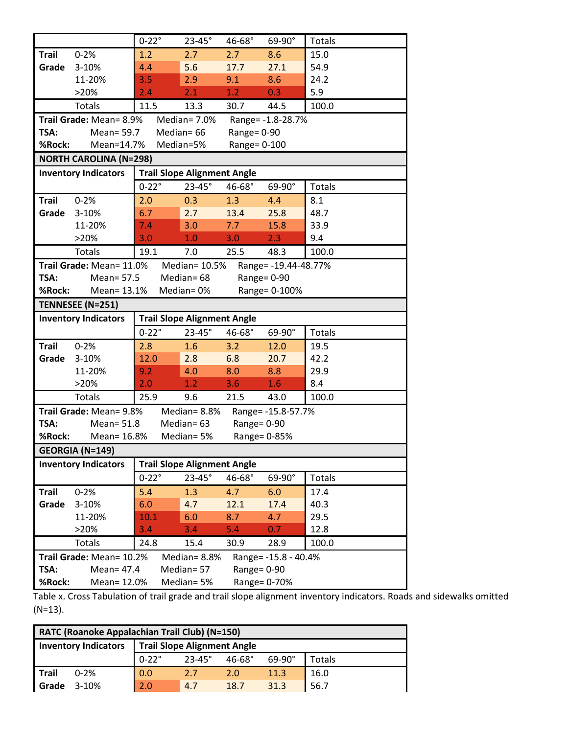| | | 0-22° | 23-45° | 46-68° | 69-90° | Totals |
|---|---|---|---|---|---|---|
| Trail Grade | 0-2% | 1.2 | 2.7 | 2.7 | 8.6 | 15.0 |
| | 3-10% | 4.4 | 5.6 | 17.7 | 27.1 | 54.9 |
| | 11-20% | 3.5 | 2.9 | 9.1 | 8.6 | 24.2 |
| | >20% | 2.4 | 2.1 | 1.2 | 0.3 | 5.9 |
| | Totals | 11.5 | 13.3 | 30.7 | 44.5 | 100.0 |

**Trail Grade:** Mean= 8.9% Median= 7.0% Range= -1.8-28.7%
**TSA:** Mean= 59.7 Median= 66 Range= 0-90
**%Rock:** Mean=14.7% Median=5% Range= 0-100

**NORTH CAROLINA (N=298)**

| Inventory Indicators | | Trail Slope Alignment Angle | | | | |
|---|---|---|---|---|---|---|
| | | 0-22° | 23-45° | 46-68° | 69-90° | Totals |
| Trail Grade | 0-2% | 2.0 | 0.3 | 1.3 | 4.4 | 8.1 |
| | 3-10% | 6.7 | 2.7 | 13.4 | 25.8 | 48.7 |
| | 11-20% | 7.4 | 3.0 | 7.7 | 15.8 | 33.9 |
| | >20% | 3.0 | 1.0 | 3.0 | 2.3 | 9.4 |
| | Totals | 19.1 | 7.0 | 25.5 | 48.3 | 100.0 |

**Trail Grade:** Mean= 11.0% Median= 10.5% Range= -19.44-48.77%
**TSA:** Mean= 57.5 Median= 68 Range= 0-90
**%Rock:** Mean= 13.1% Median= 0% Range= 0-100%

**TENNESEE (N=251)**

| Inventory Indicators | | Trail Slope Alignment Angle | | | | |
|---|---|---|---|---|---|---|
| | | 0-22° | 23-45° | 46-68° | 69-90° | Totals |
| Trail Grade | 0-2% | 2.8 | 1.6 | 3.2 | 12.0 | 19.5 |
| | 3-10% | 12.0 | 2.8 | 6.8 | 20.7 | 42.2 |
| | 11-20% | 9.2 | 4.0 | 8.0 | 8.8 | 29.9 |
| | >20% | 2.0 | 1.2 | 3.6 | 1.6 | 8.4 |
| | Totals | 25.9 | 9.6 | 21.5 | 43.0 | 100.0 |

**Trail Grade:** Mean= 9.8% Median= 8.8% Range= -15.8-57.7%
**TSA:** Mean= 51.8 Median= 63 Range= 0-90
**%Rock:** Mean= 16.8% Median= 5% Range= 0-85%

**GEORGIA (N=149)**

| Inventory Indicators | | Trail Slope Alignment Angle | | | | |
|---|---|---|---|---|---|---|
| | | 0-22° | 23-45° | 46-68° | 69-90° | Totals |
| Trail Grade | 0-2% | 5.4 | 1.3 | 4.7 | 6.0 | 17.4 |
| | 3-10% | 6.0 | 4.7 | 12.1 | 17.4 | 40.3 |
| | 11-20% | 10.1 | 6.0 | 8.7 | 4.7 | 29.5 |
| | >20% | 3.4 | 3.4 | 5.4 | 0.7 | 12.8 |
| | Totals | 24.8 | 15.4 | 30.9 | 28.9 | 100.0 |

**Trail Grade:** Mean= 10.2% Median= 8.8% Range= -15.8 - 40.4%
**TSA:** Mean= 47.4 Median= 57 Range= 0-90
**%Rock:** Mean= 12.0% Median= 5% Range= 0-70%

Table x. Cross Tabulation of trail grade and trail slope alignment inventory indicators. Roads and sidewalks omitted (N=13).

**RATC (Roanoke Appalachian Trail Club) (N=150)**

| Inventory Indicators | | Trail Slope Alignment Angle | | | | |
|---|---|---|---|---|---|---|
| | | 0-22° | 23-45° | 46-68° | 69-90° | Totals |
| Trail Grade | 0-2% | 0.0 | 2.7 | 2.0 | 11.3 | 16.0 |
| | 3-10% | 2.0 | 4.7 | 18.7 | 31.3 | 56.7 |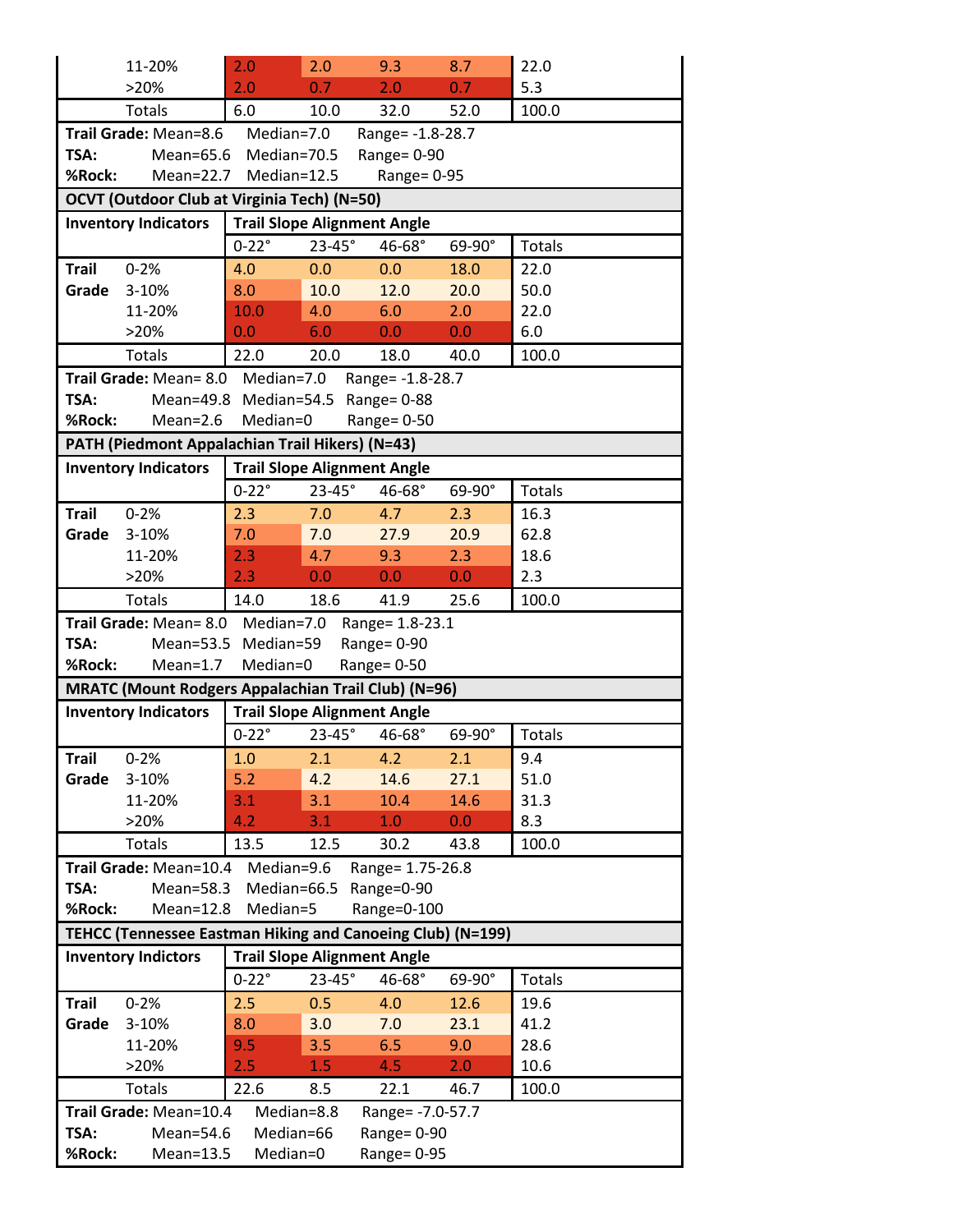| | | | | | | |
|---|---|---|---|---|---|---|
| | 11-20% | 2.0 | 2.0 | 9.3 | 8.7 | 22.0 |
| | >20% | 2.0 | 0.7 | 2.0 | 0.7 | 5.3 |
| | Totals | 6.0 | 10.0 | 32.0 | 52.0 | 100.0 |

**Trail Grade:** Mean=8.6 Median=7.0 Range= -1.8-28.7
**TSA:** Mean=65.6 Median=70.5 Range= 0-90
**%Rock:** Mean=22.7 Median=12.5 Range= 0-95

**OCVT (Outdoor Club at Virginia Tech) (N=50)**

| **Inventory Indicators** | | **Trail Slope Alignment Angle** | | | | |
|---|---|---|---|---|---|---|
| | | 0-22° | 23-45° | 46-68° | 69-90° | Totals |
| **Trail Grade** | 0-2% | 4.0 | 0.0 | 0.0 | 18.0 | 22.0 |
| | 3-10% | 8.0 | 10.0 | 12.0 | 20.0 | 50.0 |
| | 11-20% | 10.0 | 4.0 | 6.0 | 2.0 | 22.0 |
| | >20% | 0.0 | 6.0 | 0.0 | 0.0 | 6.0 |
| | Totals | 22.0 | 20.0 | 18.0 | 40.0 | 100.0 |

**Trail Grade:** Mean= 8.0 Median=7.0 Range= -1.8-28.7
**TSA:** Mean=49.8 Median=54.5 Range= 0-88
**%Rock:** Mean=2.6 Median=0 Range= 0-50

**PATH (Piedmont Appalachian Trail Hikers) (N=43)**

| **Inventory Indicators** | | **Trail Slope Alignment Angle** | | | | |
|---|---|---|---|---|---|---|
| | | 0-22° | 23-45° | 46-68° | 69-90° | Totals |
| **Trail Grade** | 0-2% | 2.3 | 7.0 | 4.7 | 2.3 | 16.3 |
| | 3-10% | 7.0 | 7.0 | 27.9 | 20.9 | 62.8 |
| | 11-20% | 2.3 | 4.7 | 9.3 | 2.3 | 18.6 |
| | >20% | 2.3 | 0.0 | 0.0 | 0.0 | 2.3 |
| | Totals | 14.0 | 18.6 | 41.9 | 25.6 | 100.0 |

**Trail Grade:** Mean= 8.0 Median=7.0 Range= 1.8-23.1
**TSA:** Mean=53.5 Median=59 Range= 0-90
**%Rock:** Mean=1.7 Median=0 Range= 0-50

**MRATC (Mount Rodgers Appalachian Trail Club) (N=96)**

| **Inventory Indicators** | | **Trail Slope Alignment Angle** | | | | |
|---|---|---|---|---|---|---|
| | | 0-22° | 23-45° | 46-68° | 69-90° | Totals |
| **Trail Grade** | 0-2% | 1.0 | 2.1 | 4.2 | 2.1 | 9.4 |
| | 3-10% | 5.2 | 4.2 | 14.6 | 27.1 | 51.0 |
| | 11-20% | 3.1 | 3.1 | 10.4 | 14.6 | 31.3 |
| | >20% | 4.2 | 3.1 | 1.0 | 0.0 | 8.3 |
| | Totals | 13.5 | 12.5 | 30.2 | 43.8 | 100.0 |

**Trail Grade:** Mean=10.4 Median=9.6 Range= 1.75-26.8
**TSA:** Mean=58.3 Median=66.5 Range=0-90
**%Rock:** Mean=12.8 Median=5 Range=0-100

**TEHCC (Tennessee Eastman Hiking and Canoeing Club) (N=199)**

| **Inventory Indictors** | | **Trail Slope Alignment Angle** | | | | |
|---|---|---|---|---|---|---|
| | | 0-22° | 23-45° | 46-68° | 69-90° | Totals |
| **Trail Grade** | 0-2% | 2.5 | 0.5 | 4.0 | 12.6 | 19.6 |
| | 3-10% | 8.0 | 3.0 | 7.0 | 23.1 | 41.2 |
| | 11-20% | 9.5 | 3.5 | 6.5 | 9.0 | 28.6 |
| | >20% | 2.5 | 1.5 | 4.5 | 2.0 | 10.6 |
| | Totals | 22.6 | 8.5 | 22.1 | 46.7 | 100.0 |

**Trail Grade:** Mean=10.4 Median=8.8 Range= -7.0-57.7
**TSA:** Mean=54.6 Median=66 Range= 0-90
**%Rock:** Mean=13.5 Median=0 Range= 0-95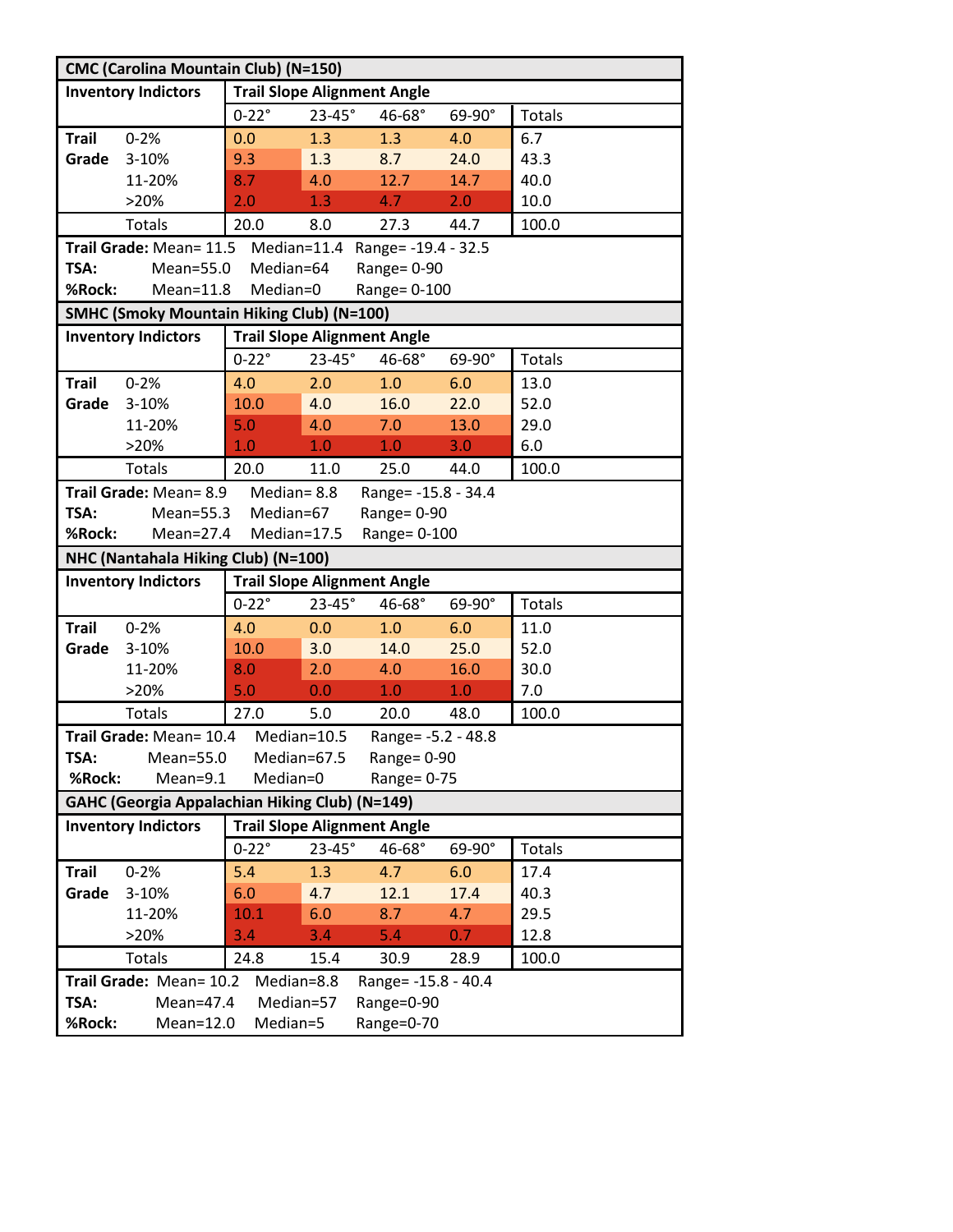**CMC (Carolina Mountain Club) (N=150)**

| Inventory Indictors | | Trail Slope Alignment Angle | | | | |
|---|---|---|---|---|---|---|
| | | 0-22° | 23-45° | 46-68° | 69-90° | Totals |
| Trail Grade | 0-2% | 0.0 | 1.3 | 1.3 | 4.0 | 6.7 |
| | 3-10% | 9.3 | 1.3 | 8.7 | 24.0 | 43.3 |
| | 11-20% | 8.7 | 4.0 | 12.7 | 14.7 | 40.0 |
| | >20% | 2.0 | 1.3 | 4.7 | 2.0 | 10.0 |
| | Totals | 20.0 | 8.0 | 27.3 | 44.7 | 100.0 |

**Trail Grade:** Mean= 11.5 Median=11.4 Range= -19.4 - 32.5
**TSA:** Mean=55.0 Median=64 Range= 0-90
**%Rock:** Mean=11.8 Median=0 Range= 0-100

**SMHC (Smoky Mountain Hiking Club) (N=100)**

| Inventory Indictors | | Trail Slope Alignment Angle | | | | |
|---|---|---|---|---|---|---|
| | | 0-22° | 23-45° | 46-68° | 69-90° | Totals |
| Trail Grade | 0-2% | 4.0 | 2.0 | 1.0 | 6.0 | 13.0 |
| | 3-10% | 10.0 | 4.0 | 16.0 | 22.0 | 52.0 |
| | 11-20% | 5.0 | 4.0 | 7.0 | 13.0 | 29.0 |
| | >20% | 1.0 | 1.0 | 1.0 | 3.0 | 6.0 |
| | Totals | 20.0 | 11.0 | 25.0 | 44.0 | 100.0 |

**Trail Grade:** Mean= 8.9 Median= 8.8 Range= -15.8 - 34.4
**TSA:** Mean=55.3 Median=67 Range= 0-90
**%Rock:** Mean=27.4 Median=17.5 Range= 0-100

**NHC (Nantahala Hiking Club) (N=100)**

| Inventory Indictors | | Trail Slope Alignment Angle | | | | |
|---|---|---|---|---|---|---|
| | | 0-22° | 23-45° | 46-68° | 69-90° | Totals |
| Trail Grade | 0-2% | 4.0 | 0.0 | 1.0 | 6.0 | 11.0 |
| | 3-10% | 10.0 | 3.0 | 14.0 | 25.0 | 52.0 |
| | 11-20% | 8.0 | 2.0 | 4.0 | 16.0 | 30.0 |
| | >20% | 5.0 | 0.0 | 1.0 | 1.0 | 7.0 |
| | Totals | 27.0 | 5.0 | 20.0 | 48.0 | 100.0 |

**Trail Grade:** Mean= 10.4 Median=10.5 Range= -5.2 - 48.8
**TSA:** Mean=55.0 Median=67.5 Range= 0-90
**%Rock:** Mean=9.1 Median=0 Range= 0-75

**GAHC (Georgia Appalachian Hiking Club) (N=149)**

| Inventory Indictors | | Trail Slope Alignment Angle | | | | |
|---|---|---|---|---|---|---|
| | | 0-22° | 23-45° | 46-68° | 69-90° | Totals |
| Trail Grade | 0-2% | 5.4 | 1.3 | 4.7 | 6.0 | 17.4 |
| | 3-10% | 6.0 | 4.7 | 12.1 | 17.4 | 40.3 |
| | 11-20% | 10.1 | 6.0 | 8.7 | 4.7 | 29.5 |
| | >20% | 3.4 | 3.4 | 5.4 | 0.7 | 12.8 |
| | Totals | 24.8 | 15.4 | 30.9 | 28.9 | 100.0 |

**Trail Grade:** Mean= 10.2 Median=8.8 Range= -15.8 - 40.4
**TSA:** Mean=47.4 Median=57 Range=0-90
**%Rock:** Mean=12.0 Median=5 Range=0-70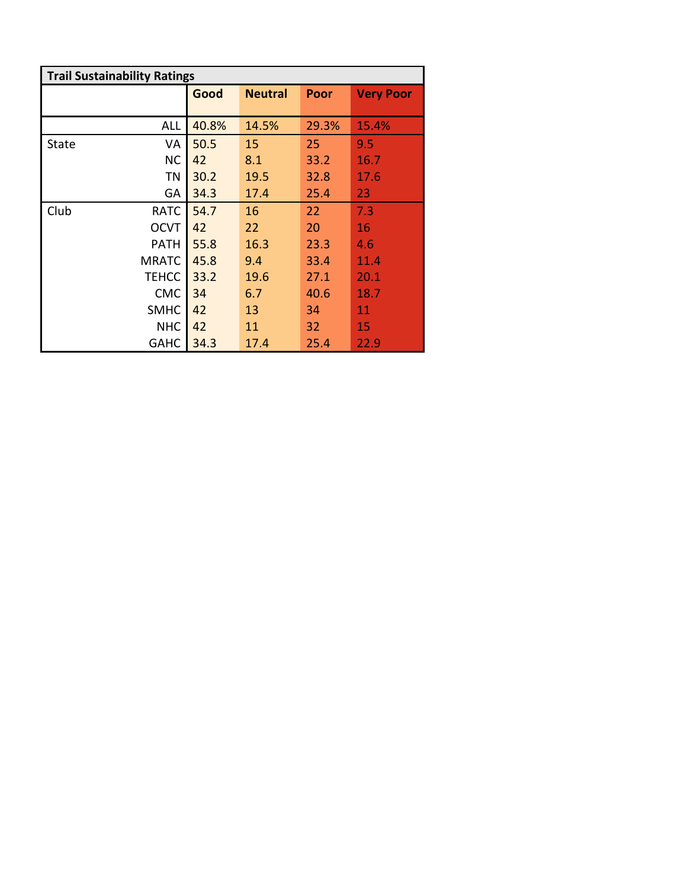**Trail Sustainability Ratings**

| | | Good | Neutral | Poor | Very Poor |
|---|---|---|---|---|---|
| | ALL | 40.8% | 14.5% | 29.3% | 15.4% |
| State | VA | 50.5 | 15 | 25 | 9.5 |
| | NC | 42 | 8.1 | 33.2 | 16.7 |
| | TN | 30.2 | 19.5 | 32.8 | 17.6 |
| | GA | 34.3 | 17.4 | 25.4 | 23 |
| Club | RATC | 54.7 | 16 | 22 | 7.3 |
| | OCVT | 42 | 22 | 20 | 16 |
| | PATH | 55.8 | 16.3 | 23.3 | 4.6 |
| | MRATC | 45.8 | 9.4 | 33.4 | 11.4 |
| | TEHCC | 33.2 | 19.6 | 27.1 | 20.1 |
| | CMC | 34 | 6.7 | 40.6 | 18.7 |
| | SMHC | 42 | 13 | 34 | 11 |
| | NHC | 42 | 11 | 32 | 15 |
| | GAHC | 34.3 | 17.4 | 25.4 | 22.9 |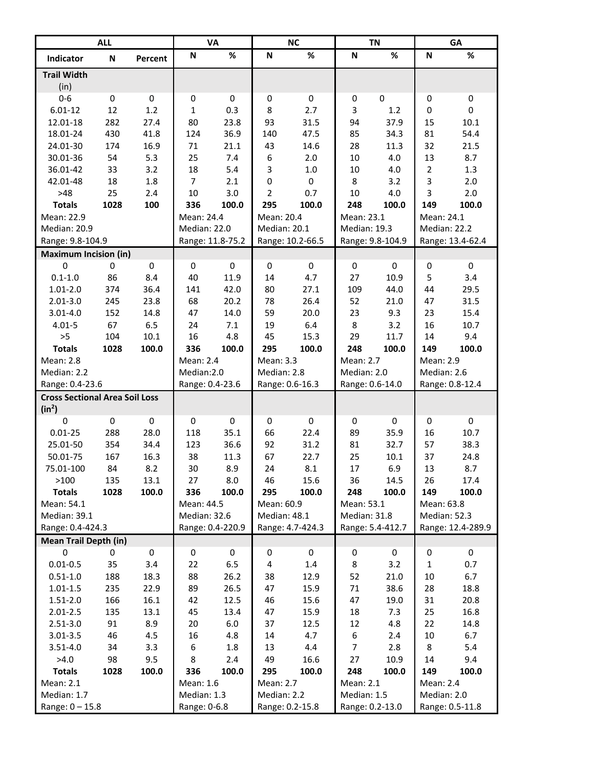| ALL | | | VA | | NC | | TN | | GA | |
|---|---|---|---|---|---|---|---|---|---|---|
| **Indicator** | **N** | **Percent** | **N** | **%** | **N** | **%** | **N** | **%** | **N** | **%** |
| **Trail Width** (in) | | | | | | | | | | |
| 0-6 | 0 | 0 | 0 | 0 | 0 | 0 | 0 | 0 | 0 | 0 |
| 6.01-12 | 12 | 1.2 | 1 | 0.3 | 8 | 2.7 | 3 | 1.2 | 0 | 0 |
| 12.01-18 | 282 | 27.4 | 80 | 23.8 | 93 | 31.5 | 94 | 37.9 | 15 | 10.1 |
| 18.01-24 | 430 | 41.8 | 124 | 36.9 | 140 | 47.5 | 85 | 34.3 | 81 | 54.4 |
| 24.01-30 | 174 | 16.9 | 71 | 21.1 | 43 | 14.6 | 28 | 11.3 | 32 | 21.5 |
| 30.01-36 | 54 | 5.3 | 25 | 7.4 | 6 | 2.0 | 10 | 4.0 | 13 | 8.7 |
| 36.01-42 | 33 | 3.2 | 18 | 5.4 | 3 | 1.0 | 10 | 4.0 | 2 | 1.3 |
| 42.01-48 | 18 | 1.8 | 7 | 2.1 | 0 | 0 | 8 | 3.2 | 3 | 2.0 |
| >48 | 25 | 2.4 | 10 | 3.0 | 2 | 0.7 | 10 | 4.0 | 3 | 2.0 |
| **Totals** | **1028** | **100** | **336** | **100.0** | **295** | **100.0** | **248** | **100.0** | **149** | **100.0** |
| Mean: 22.9 | | | Mean: 24.4 | | Mean: 20.4 | | Mean: 23.1 | | Mean: 24.1 | |
| Median: 20.9 | | | Median: 22.0 | | Median: 20.1 | | Median: 19.3 | | Median: 22.2 | |
| Range: 9.8-104.9 | | | Range: 11.8-75.2 | | Range: 10.2-66.5 | | Range: 9.8-104.9 | | Range: 13.4-62.4 | |
| **Maximum Incision (in)** | | | | | | | | | | |
| 0 | 0 | 0 | 0 | 0 | 0 | 0 | 0 | 0 | 0 | 0 |
| 0.1-1.0 | 86 | 8.4 | 40 | 11.9 | 14 | 4.7 | 27 | 10.9 | 5 | 3.4 |
| 1.01-2.0 | 374 | 36.4 | 141 | 42.0 | 80 | 27.1 | 109 | 44.0 | 44 | 29.5 |
| 2.01-3.0 | 245 | 23.8 | 68 | 20.2 | 78 | 26.4 | 52 | 21.0 | 47 | 31.5 |
| 3.01-4.0 | 152 | 14.8 | 47 | 14.0 | 59 | 20.0 | 23 | 9.3 | 23 | 15.4 |
| 4.01-5 | 67 | 6.5 | 24 | 7.1 | 19 | 6.4 | 8 | 3.2 | 16 | 10.7 |
| >5 | 104 | 10.1 | 16 | 4.8 | 45 | 15.3 | 29 | 11.7 | 14 | 9.4 |
| **Totals** | **1028** | **100.0** | **336** | **100.0** | **295** | **100.0** | **248** | **100.0** | **149** | **100.0** |
| Mean: 2.8 | | | Mean: 2.4 | | Mean: 3.3 | | Mean: 2.7 | | Mean: 2.9 | |
| Median: 2.2 | | | Median:2.0 | | Median: 2.8 | | Median: 2.0 | | Median: 2.6 | |
| Range: 0.4-23.6 | | | Range: 0.4-23.6 | | Range: 0.6-16.3 | | Range: 0.6-14.0 | | Range: 0.8-12.4 | |
| **Cross Sectional Area Soil Loss ($in^2$)** | | | | | | | | | | |
| 0 | 0 | 0 | 0 | 0 | 0 | 0 | 0 | 0 | 0 | 0 |
| 0.01-25 | 288 | 28.0 | 118 | 35.1 | 66 | 22.4 | 89 | 35.9 | 16 | 10.7 |
| 25.01-50 | 354 | 34.4 | 123 | 36.6 | 92 | 31.2 | 81 | 32.7 | 57 | 38.3 |
| 50.01-75 | 167 | 16.3 | 38 | 11.3 | 67 | 22.7 | 25 | 10.1 | 37 | 24.8 |
| 75.01-100 | 84 | 8.2 | 30 | 8.9 | 24 | 8.1 | 17 | 6.9 | 13 | 8.7 |
| >100 | 135 | 13.1 | 27 | 8.0 | 46 | 15.6 | 36 | 14.5 | 26 | 17.4 |
| **Totals** | **1028** | **100.0** | **336** | **100.0** | **295** | **100.0** | **248** | **100.0** | **149** | **100.0** |
| Mean: 54.1 | | | Mean: 44.5 | | Mean: 60.9 | | Mean: 53.1 | | Mean: 63.8 | |
| Median: 39.1 | | | Median: 32.6 | | Median: 48.1 | | Median: 31.8 | | Median: 52.3 | |
| Range: 0.4-424.3 | | | Range: 0.4-220.9 | | Range: 4.7-424.3 | | Range: 5.4-412.7 | | Range: 12.4-289.9 | |
| **Mean Trail Depth (in)** | | | | | | | | | | |
| 0 | 0 | 0 | 0 | 0 | 0 | 0 | 0 | 0 | 0 | 0 |
| 0.01-0.5 | 35 | 3.4 | 22 | 6.5 | 4 | 1.4 | 8 | 3.2 | 1 | 0.7 |
| 0.51-1.0 | 188 | 18.3 | 88 | 26.2 | 38 | 12.9 | 52 | 21.0 | 10 | 6.7 |
| 1.01-1.5 | 235 | 22.9 | 89 | 26.5 | 47 | 15.9 | 71 | 38.6 | 28 | 18.8 |
| 1.51-2.0 | 166 | 16.1 | 42 | 12.5 | 46 | 15.6 | 47 | 19.0 | 31 | 20.8 |
| 2.01-2.5 | 135 | 13.1 | 45 | 13.4 | 47 | 15.9 | 18 | 7.3 | 25 | 16.8 |
| 2.51-3.0 | 91 | 8.9 | 20 | 6.0 | 37 | 12.5 | 12 | 4.8 | 22 | 14.8 |
| 3.01-3.5 | 46 | 4.5 | 16 | 4.8 | 14 | 4.7 | 6 | 2.4 | 10 | 6.7 |
| 3.51-4.0 | 34 | 3.3 | 6 | 1.8 | 13 | 4.4 | 7 | 2.8 | 8 | 5.4 |
| >4.0 | 98 | 9.5 | 8 | 2.4 | 49 | 16.6 | 27 | 10.9 | 14 | 9.4 |
| **Totals** | **1028** | **100.0** | **336** | **100.0** | **295** | **100.0** | **248** | **100.0** | **149** | **100.0** |
| Mean: 2.1 | | | Mean: 1.6 | | Mean: 2.7 | | Mean: 2.1 | | Mean: 2.4 | |
| Median: 1.7 | | | Median: 1.3 | | Median: 2.2 | | Median: 1.5 | | Median: 2.0 | |
| Range: 0 – 15.8 | | | Range: 0-6.8 | | Range: 0.2-15.8 | | Range: 0.2-13.0 | | Range: 0.5-11.8 | |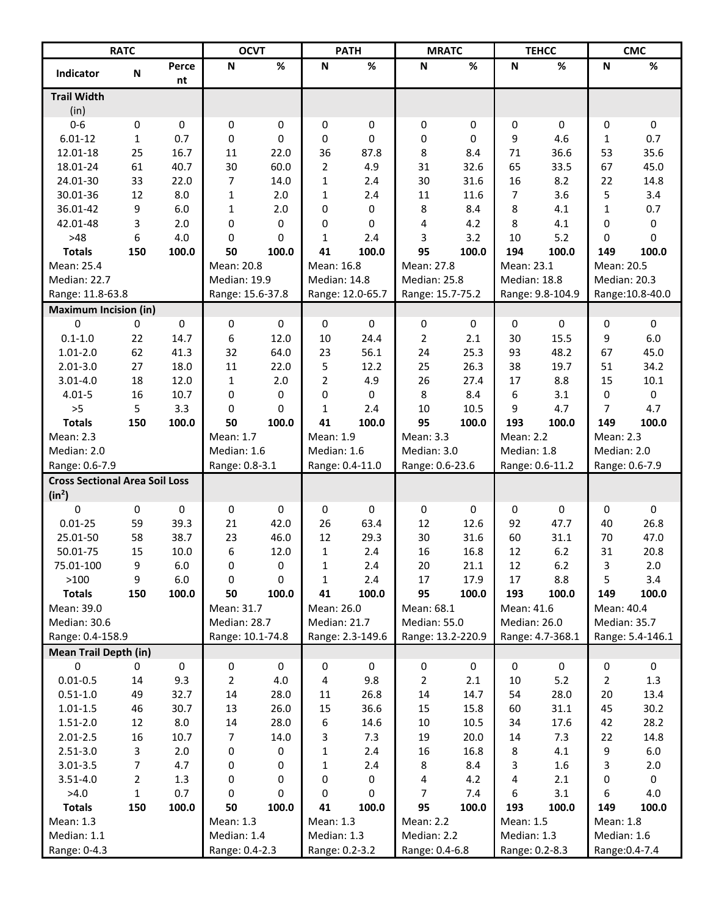| RATC | | | OCVT | | PATH | | MRATC | | TEHCC | | CMC | |
|---|---|---|---|---|---|---|---|---|---|---|---|---|
| Indicator | N | Percent | N | % | N | % | N | % | N | % | N | % |
| **Trail Width** (in) | | | | | | | | | | | | |
| 0-6 | 0 | 0 | 0 | 0 | 0 | 0 | 0 | 0 | 0 | 0 | 0 | 0 |
| 6.01-12 | 1 | 0.7 | 0 | 0 | 0 | 0 | 0 | 0 | 9 | 4.6 | 1 | 0.7 |
| 12.01-18 | 25 | 16.7 | 11 | 22.0 | 36 | 87.8 | 8 | 8.4 | 71 | 36.6 | 53 | 35.6 |
| 18.01-24 | 61 | 40.7 | 30 | 60.0 | 2 | 4.9 | 31 | 32.6 | 65 | 33.5 | 67 | 45.0 |
| 24.01-30 | 33 | 22.0 | 7 | 14.0 | 1 | 2.4 | 30 | 31.6 | 16 | 8.2 | 22 | 14.8 |
| 30.01-36 | 12 | 8.0 | 1 | 2.0 | 1 | 2.4 | 11 | 11.6 | 7 | 3.6 | 5 | 3.4 |
| 36.01-42 | 9 | 6.0 | 1 | 2.0 | 0 | 0 | 8 | 8.4 | 8 | 4.1 | 1 | 0.7 |
| 42.01-48 | 3 | 2.0 | 0 | 0 | 0 | 0 | 4 | 4.2 | 8 | 4.1 | 0 | 0 |
| >48 | 6 | 4.0 | 0 | 0 | 1 | 2.4 | 3 | 3.2 | 10 | 5.2 | 0 | 0 |
| **Totals** | **150** | **100.0** | **50** | **100.0** | **41** | **100.0** | **95** | **100.0** | **194** | **100.0** | **149** | **100.0** |
| Mean: 25.4 | | | Mean: 20.8 | | Mean: 16.8 | | Mean: 27.8 | | Mean: 23.1 | | Mean: 20.5 | |
| Median: 22.7 | | | Median: 19.9 | | Median: 14.8 | | Median: 25.8 | | Median: 18.8 | | Median: 20.3 | |
| Range: 11.8-63.8 | | | Range: 15.6-37.8 | | Range: 12.0-65.7 | | Range: 15.7-75.2 | | Range: 9.8-104.9 | | Range:10.8-40.0 | |
| **Maximum Incision (in)** | | | | | | | | | | | | |
| 0 | 0 | 0 | 0 | 0 | 0 | 0 | 0 | 0 | 0 | 0 | 0 | 0 |
| 0.1-1.0 | 22 | 14.7 | 6 | 12.0 | 10 | 24.4 | 2 | 2.1 | 30 | 15.5 | 9 | 6.0 |
| 1.01-2.0 | 62 | 41.3 | 32 | 64.0 | 23 | 56.1 | 24 | 25.3 | 93 | 48.2 | 67 | 45.0 |
| 2.01-3.0 | 27 | 18.0 | 11 | 22.0 | 5 | 12.2 | 25 | 26.3 | 38 | 19.7 | 51 | 34.2 |
| 3.01-4.0 | 18 | 12.0 | 1 | 2.0 | 2 | 4.9 | 26 | 27.4 | 17 | 8.8 | 15 | 10.1 |
| 4.01-5 | 16 | 10.7 | 0 | 0 | 0 | 0 | 8 | 8.4 | 6 | 3.1 | 0 | 0 |
| >5 | 5 | 3.3 | 0 | 0 | 1 | 2.4 | 10 | 10.5 | 9 | 4.7 | 7 | 4.7 |
| **Totals** | **150** | **100.0** | **50** | **100.0** | **41** | **100.0** | **95** | **100.0** | **193** | **100.0** | **149** | **100.0** |
| Mean: 2.3 | | | Mean: 1.7 | | Mean: 1.9 | | Mean: 3.3 | | Mean: 2.2 | | Mean: 2.3 | |
| Median: 2.0 | | | Median: 1.6 | | Median: 1.6 | | Median: 3.0 | | Median: 1.8 | | Median: 2.0 | |
| Range: 0.6-7.9 | | | Range: 0.8-3.1 | | Range: 0.4-11.0 | | Range: 0.6-23.6 | | Range: 0.6-11.2 | | Range: 0.6-7.9 | |
| **Cross Sectional Area Soil Loss ($in^2$)** | | | | | | | | | | | | |
| 0 | 0 | 0 | 0 | 0 | 0 | 0 | 0 | 0 | 0 | 0 | 0 | 0 |
| 0.01-25 | 59 | 39.3 | 21 | 42.0 | 26 | 63.4 | 12 | 12.6 | 92 | 47.7 | 40 | 26.8 |
| 25.01-50 | 58 | 38.7 | 23 | 46.0 | 12 | 29.3 | 30 | 31.6 | 60 | 31.1 | 70 | 47.0 |
| 50.01-75 | 15 | 10.0 | 6 | 12.0 | 1 | 2.4 | 16 | 16.8 | 12 | 6.2 | 31 | 20.8 |
| 75.01-100 | 9 | 6.0 | 0 | 0 | 1 | 2.4 | 20 | 21.1 | 12 | 6.2 | 3 | 2.0 |
| >100 | 9 | 6.0 | 0 | 0 | 1 | 2.4 | 17 | 17.9 | 17 | 8.8 | 5 | 3.4 |
| **Totals** | **150** | **100.0** | **50** | **100.0** | **41** | **100.0** | **95** | **100.0** | **193** | **100.0** | **149** | **100.0** |
| Mean: 39.0 | | | Mean: 31.7 | | Mean: 26.0 | | Mean: 68.1 | | Mean: 41.6 | | Mean: 40.4 | |
| Median: 30.6 | | | Median: 28.7 | | Median: 21.7 | | Median: 55.0 | | Median: 26.0 | | Median: 35.7 | |
| Range: 0.4-158.9 | | | Range: 10.1-74.8 | | Range: 2.3-149.6 | | Range: 13.2-220.9 | | Range: 4.7-368.1 | | Range: 5.4-146.1 | |
| **Mean Trail Depth (in)** | | | | | | | | | | | | |
| 0 | 0 | 0 | 0 | 0 | 0 | 0 | 0 | 0 | 0 | 0 | 0 | 0 |
| 0.01-0.5 | 14 | 9.3 | 2 | 4.0 | 4 | 9.8 | 2 | 2.1 | 10 | 5.2 | 2 | 1.3 |
| 0.51-1.0 | 49 | 32.7 | 14 | 28.0 | 11 | 26.8 | 14 | 14.7 | 54 | 28.0 | 20 | 13.4 |
| 1.01-1.5 | 46 | 30.7 | 13 | 26.0 | 15 | 36.6 | 15 | 15.8 | 60 | 31.1 | 45 | 30.2 |
| 1.51-2.0 | 12 | 8.0 | 14 | 28.0 | 6 | 14.6 | 10 | 10.5 | 34 | 17.6 | 42 | 28.2 |
| 2.01-2.5 | 16 | 10.7 | 7 | 14.0 | 3 | 7.3 | 19 | 20.0 | 14 | 7.3 | 22 | 14.8 |
| 2.51-3.0 | 3 | 2.0 | 0 | 0 | 1 | 2.4 | 16 | 16.8 | 8 | 4.1 | 9 | 6.0 |
| 3.01-3.5 | 7 | 4.7 | 0 | 0 | 1 | 2.4 | 8 | 8.4 | 3 | 1.6 | 3 | 2.0 |
| 3.51-4.0 | 2 | 1.3 | 0 | 0 | 0 | 0 | 4 | 4.2 | 4 | 2.1 | 0 | 0 |
| >4.0 | 1 | 0.7 | 0 | 0 | 0 | 0 | 7 | 7.4 | 6 | 3.1 | 6 | 4.0 |
| **Totals** | **150** | **100.0** | **50** | **100.0** | **41** | **100.0** | **95** | **100.0** | **193** | **100.0** | **149** | **100.0** |
| Mean: 1.3 | | | Mean: 1.3 | | Mean: 1.3 | | Mean: 2.2 | | Mean: 1.5 | | Mean: 1.8 | |
| Median: 1.1 | | | Median: 1.4 | | Median: 1.3 | | Median: 2.2 | | Median: 1.3 | | Median: 1.6 | |
| Range: 0-4.3 | | | Range: 0.4-2.3 | | Range: 0.2-3.2 | | Range: 0.4-6.8 | | Range: 0.2-8.3 | | Range:0.4-7.4 | |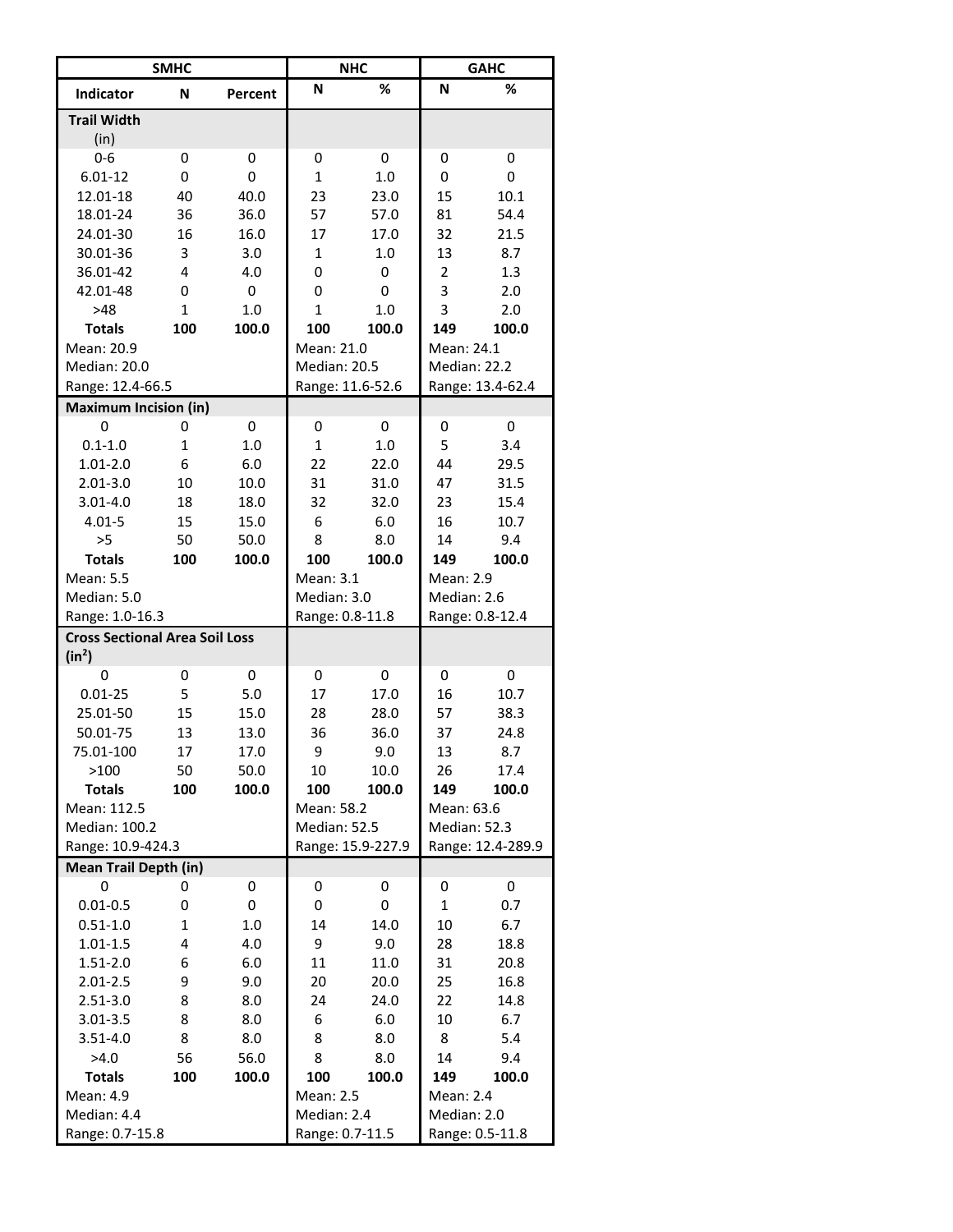| SMHC | | | NHC | | GAHC | |
|---|---|---|---|---|---|---|
| **Indicator** | **N** | **Percent** | **N** | **%** | **N** | **%** |
| **Trail Width (in)** | | | | | | |
| 0-6 | 0 | 0 | 0 | 0 | 0 | 0 |
| 6.01-12 | 0 | 0 | 1 | 1.0 | 0 | 0 |
| 12.01-18 | 40 | 40.0 | 23 | 23.0 | 15 | 10.1 |
| 18.01-24 | 36 | 36.0 | 57 | 57.0 | 81 | 54.4 |
| 24.01-30 | 16 | 16.0 | 17 | 17.0 | 32 | 21.5 |
| 30.01-36 | 3 | 3.0 | 1 | 1.0 | 13 | 8.7 |
| 36.01-42 | 4 | 4.0 | 0 | 0 | 2 | 1.3 |
| 42.01-48 | 0 | 0 | 0 | 0 | 3 | 2.0 |
| >48 | 1 | 1.0 | 1 | 1.0 | 3 | 2.0 |
| **Totals** | **100** | **100.0** | **100** | **100.0** | **149** | **100.0** |
| Mean: 20.9 | | | Mean: 21.0 | | Mean: 24.1 | |
| Median: 20.0 | | | Median: 20.5 | | Median: 22.2 | |
| Range: 12.4-66.5 | | | Range: 11.6-52.6 | | Range: 13.4-62.4 | |
| **Maximum Incision (in)** | | | | | | |
| 0 | 0 | 0 | 0 | 0 | 0 | 0 |
| 0.1-1.0 | 1 | 1.0 | 1 | 1.0 | 5 | 3.4 |
| 1.01-2.0 | 6 | 6.0 | 22 | 22.0 | 44 | 29.5 |
| 2.01-3.0 | 10 | 10.0 | 31 | 31.0 | 47 | 31.5 |
| 3.01-4.0 | 18 | 18.0 | 32 | 32.0 | 23 | 15.4 |
| 4.01-5 | 15 | 15.0 | 6 | 6.0 | 16 | 10.7 |
| >5 | 50 | 50.0 | 8 | 8.0 | 14 | 9.4 |
| **Totals** | **100** | **100.0** | **100** | **100.0** | **149** | **100.0** |
| Mean: 5.5 | | | Mean: 3.1 | | Mean: 2.9 | |
| Median: 5.0 | | | Median: 3.0 | | Median: 2.6 | |
| Range: 1.0-16.3 | | | Range: 0.8-11.8 | | Range: 0.8-12.4 | |
| **Cross Sectional Area Soil Loss ($in^2$)** | | | | | | |
| 0 | 0 | 0 | 0 | 0 | 0 | 0 |
| 0.01-25 | 5 | 5.0 | 17 | 17.0 | 16 | 10.7 |
| 25.01-50 | 15 | 15.0 | 28 | 28.0 | 57 | 38.3 |
| 50.01-75 | 13 | 13.0 | 36 | 36.0 | 37 | 24.8 |
| 75.01-100 | 17 | 17.0 | 9 | 9.0 | 13 | 8.7 |
| >100 | 50 | 50.0 | 10 | 10.0 | 26 | 17.4 |
| **Totals** | **100** | **100.0** | **100** | **100.0** | **149** | **100.0** |
| Mean: 112.5 | | | Mean: 58.2 | | Mean: 63.6 | |
| Median: 100.2 | | | Median: 52.5 | | Median: 52.3 | |
| Range: 10.9-424.3 | | | Range: 15.9-227.9 | | Range: 12.4-289.9 | |
| **Mean Trail Depth (in)** | | | | | | |
| 0 | 0 | 0 | 0 | 0 | 0 | 0 |
| 0.01-0.5 | 0 | 0 | 0 | 0 | 1 | 0.7 |
| 0.51-1.0 | 1 | 1.0 | 14 | 14.0 | 10 | 6.7 |
| 1.01-1.5 | 4 | 4.0 | 9 | 9.0 | 28 | 18.8 |
| 1.51-2.0 | 6 | 6.0 | 11 | 11.0 | 31 | 20.8 |
| 2.01-2.5 | 9 | 9.0 | 20 | 20.0 | 25 | 16.8 |
| 2.51-3.0 | 8 | 8.0 | 24 | 24.0 | 22 | 14.8 |
| 3.01-3.5 | 8 | 8.0 | 6 | 6.0 | 10 | 6.7 |
| 3.51-4.0 | 8 | 8.0 | 8 | 8.0 | 8 | 5.4 |
| >4.0 | 56 | 56.0 | 8 | 8.0 | 14 | 9.4 |
| **Totals** | **100** | **100.0** | **100** | **100.0** | **149** | **100.0** |
| Mean: 4.9 | | | Mean: 2.5 | | Mean: 2.4 | |
| Median: 4.4 | | | Median: 2.4 | | Median: 2.0 | |
| Range: 0.7-15.8 | | | Range: 0.7-11.5 | | Range: 0.5-11.8 | |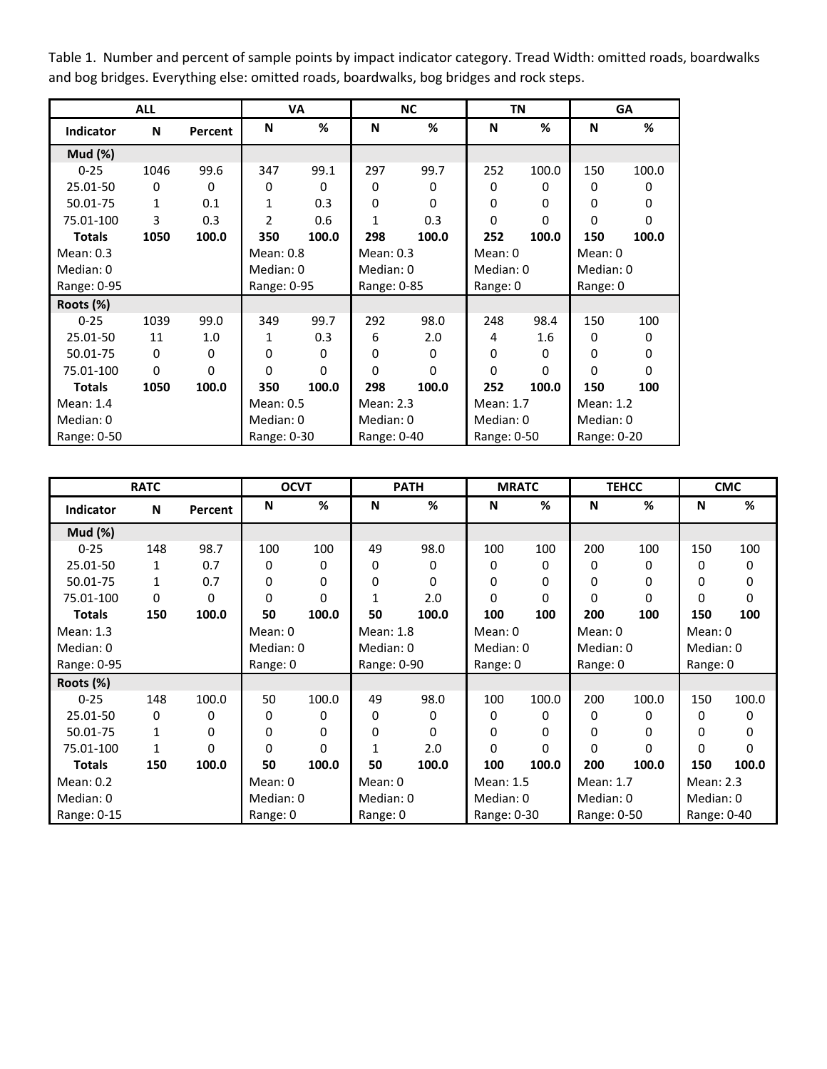Table 1. Number and percent of sample points by impact indicator category. Tread Width: omitted roads, boardwalks and bog bridges. Everything else: omitted roads, boardwalks, bog bridges and rock steps.

| ALL | | | VA | | NC | | TN | | GA | |
|---|---|---|---|---|---|---|---|---|---|---|
| **Indicator** | **N** | **Percent** | **N** | **%** | **N** | **%** | **N** | **%** | **N** | **%** |
| **Mud (%)** | | | | | | | | | | |
| 0-25 | 1046 | 99.6 | 347 | 99.1 | 297 | 99.7 | 252 | 100.0 | 150 | 100.0 |
| 25.01-50 | 0 | 0 | 0 | 0 | 0 | 0 | 0 | 0 | 0 | 0 |
| 50.01-75 | 1 | 0.1 | 1 | 0.3 | 0 | 0 | 0 | 0 | 0 | 0 |
| 75.01-100 | 3 | 0.3 | 2 | 0.6 | 1 | 0.3 | 0 | 0 | 0 | 0 |
| **Totals** | **1050** | **100.0** | **350** | **100.0** | **298** | **100.0** | **252** | **100.0** | **150** | **100.0** |
| Mean: 0.3 | | | Mean: 0.8 | | Mean: 0.3 | | Mean: 0 | | Mean: 0 | |
| Median: 0 | | | Median: 0 | | Median: 0 | | Median: 0 | | Median: 0 | |
| Range: 0-95 | | | Range: 0-95 | | Range: 0-85 | | Range: 0 | | Range: 0 | |
| **Roots (%)** | | | | | | | | | | |
| 0-25 | 1039 | 99.0 | 349 | 99.7 | 292 | 98.0 | 248 | 98.4 | 150 | 100 |
| 25.01-50 | 11 | 1.0 | 1 | 0.3 | 6 | 2.0 | 4 | 1.6 | 0 | 0 |
| 50.01-75 | 0 | 0 | 0 | 0 | 0 | 0 | 0 | 0 | 0 | 0 |
| 75.01-100 | 0 | 0 | 0 | 0 | 0 | 0 | 0 | 0 | 0 | 0 |
| **Totals** | **1050** | **100.0** | **350** | **100.0** | **298** | **100.0** | **252** | **100.0** | **150** | **100** |
| Mean: 1.4 | | | Mean: 0.5 | | Mean: 2.3 | | Mean: 1.7 | | Mean: 1.2 | |
| Median: 0 | | | Median: 0 | | Median: 0 | | Median: 0 | | Median: 0 | |
| Range: 0-50 | | | Range: 0-30 | | Range: 0-40 | | Range: 0-50 | | Range: 0-20 | |

| RATC | | | OCVT | | PATH | | MRATC | | TEHCC | | CMC | |
|---|---|---|---|---|---|---|---|---|---|---|---|---|
| **Indicator** | **N** | **Percent** | **N** | **%** | **N** | **%** | **N** | **%** | **N** | **%** | **N** | **%** |
| **Mud (%)** | | | | | | | | | | | | |
| 0-25 | 148 | 98.7 | 100 | 100 | 49 | 98.0 | 100 | 100 | 200 | 100 | 150 | 100 |
| 25.01-50 | 1 | 0.7 | 0 | 0 | 0 | 0 | 0 | 0 | 0 | 0 | 0 | 0 |
| 50.01-75 | 1 | 0.7 | 0 | 0 | 0 | 0 | 0 | 0 | 0 | 0 | 0 | 0 |
| 75.01-100 | 0 | 0 | 0 | 0 | 1 | 2.0 | 0 | 0 | 0 | 0 | 0 | 0 |
| **Totals** | **150** | **100.0** | **50** | **100.0** | **50** | **100.0** | **100** | **100** | **200** | **100** | **150** | **100** |
| Mean: 1.3 | | | Mean: 0 | | Mean: 1.8 | | Mean: 0 | | Mean: 0 | | Mean: 0 | |
| Median: 0 | | | Median: 0 | | Median: 0 | | Median: 0 | | Median: 0 | | Median: 0 | |
| Range: 0-95 | | | Range: 0 | | Range: 0-90 | | Range: 0 | | Range: 0 | | Range: 0 | |
| **Roots (%)** | | | | | | | | | | | | |
| 0-25 | 148 | 100.0 | 50 | 100.0 | 49 | 98.0 | 100 | 100.0 | 200 | 100.0 | 150 | 100.0 |
| 25.01-50 | 0 | 0 | 0 | 0 | 0 | 0 | 0 | 0 | 0 | 0 | 0 | 0 |
| 50.01-75 | 1 | 0 | 0 | 0 | 0 | 0 | 0 | 0 | 0 | 0 | 0 | 0 |
| 75.01-100 | 1 | 0 | 0 | 0 | 1 | 2.0 | 0 | 0 | 0 | 0 | 0 | 0 |
| **Totals** | **150** | **100.0** | **50** | **100.0** | **50** | **100.0** | **100** | **100.0** | **200** | **100.0** | **150** | **100.0** |
| Mean: 0.2 | | | Mean: 0 | | Mean: 0 | | Mean: 1.5 | | Mean: 1.7 | | Mean: 2.3 | |
| Median: 0 | | | Median: 0 | | Median: 0 | | Median: 0 | | Median: 0 | | Median: 0 | |
| Range: 0-15 | | | Range: 0 | | Range: 0 | | Range: 0-30 | | Range: 0-50 | | Range: 0-40 | |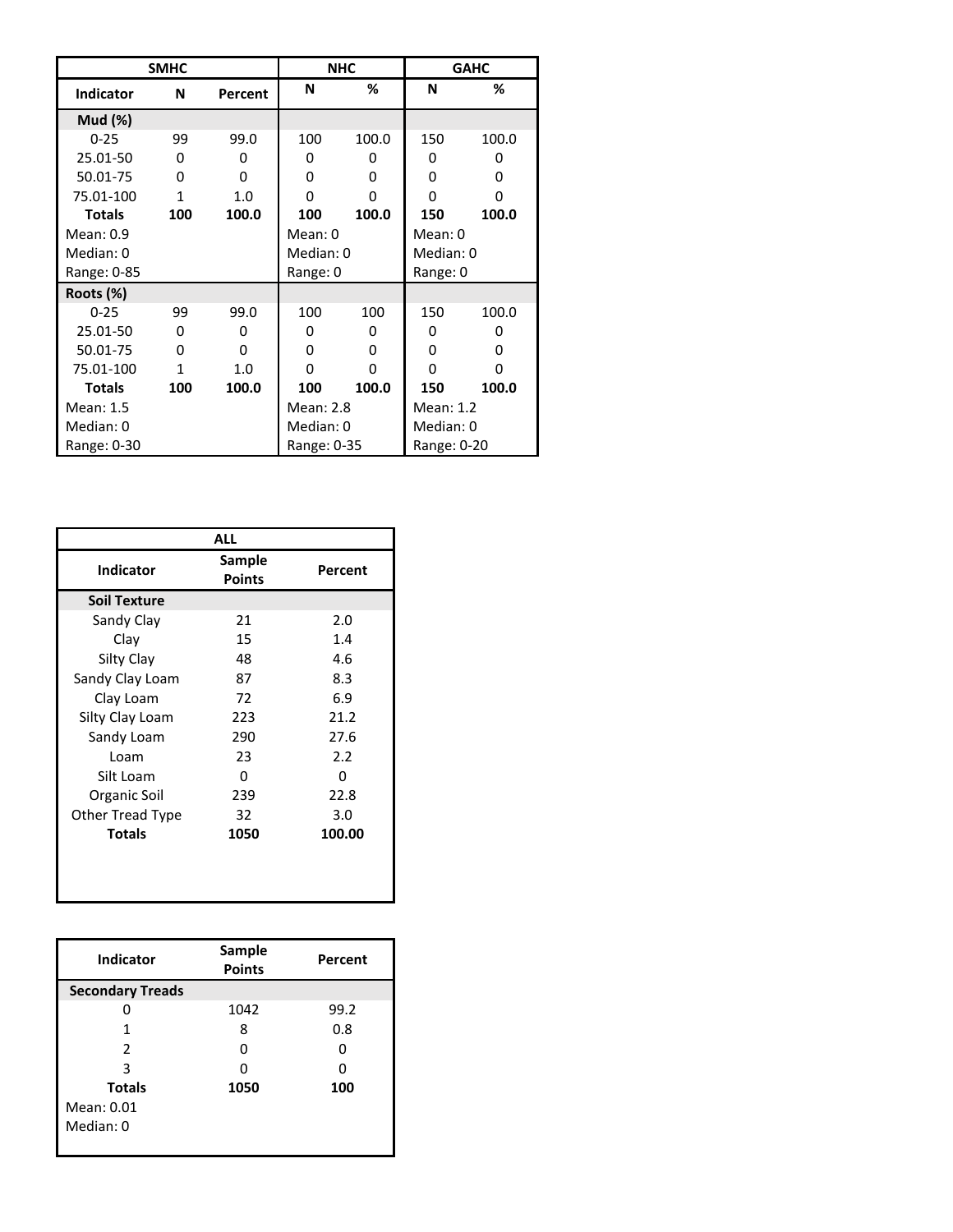| | SMHC | | NHC | | GAHC | |
|---|---|---|---|---|---|---|
| **Indicator** | **N** | **Percent** | **N** | **%** | **N** | **%** |
| **Mud (%)** | | | | | | |
| 0-25 | 99 | 99.0 | 100 | 100.0 | 150 | 100.0 |
| 25.01-50 | 0 | 0 | 0 | 0 | 0 | 0 |
| 50.01-75 | 0 | 0 | 0 | 0 | 0 | 0 |
| 75.01-100 | 1 | 1.0 | 0 | 0 | 0 | 0 |
| **Totals** | **100** | **100.0** | **100** | **100.0** | **150** | **100.0** |
| Mean: 0.9 | | | Mean: 0 | | Mean: 0 | |
| Median: 0 | | | Median: 0 | | Median: 0 | |
| Range: 0-85 | | | Range: 0 | | Range: 0 | |
| **Roots (%)** | | | | | | |
| 0-25 | 99 | 99.0 | 100 | 100 | 150 | 100.0 |
| 25.01-50 | 0 | 0 | 0 | 0 | 0 | 0 |
| 50.01-75 | 0 | 0 | 0 | 0 | 0 | 0 |
| 75.01-100 | 1 | 1.0 | 0 | 0 | 0 | 0 |
| **Totals** | **100** | **100.0** | **100** | **100.0** | **150** | **100.0** |
| Mean: 1.5 | | | Mean: 2.8 | | Mean: 1.2 | |
| Median: 0 | | | Median: 0 | | Median: 0 | |
| Range: 0-30 | | | Range: 0-35 | | Range: 0-20 | |

| | ALL | |
|---|---|---|
| **Indicator** | **Sample Points** | **Percent** |
| **Soil Texture** | | |
| Sandy Clay | 21 | 2.0 |
| Clay | 15 | 1.4 |
| Silty Clay | 48 | 4.6 |
| Sandy Clay Loam | 87 | 8.3 |
| Clay Loam | 72 | 6.9 |
| Silty Clay Loam | 223 | 21.2 |
| Sandy Loam | 290 | 27.6 |
| Loam | 23 | 2.2 |
| Silt Loam | 0 | 0 |
| Organic Soil | 239 | 22.8 |
| Other Tread Type | 32 | 3.0 |
| **Totals** | **1050** | **100.00** |

| **Indicator** | **Sample Points** | **Percent** |
|---|---|---|
| **Secondary Treads** | | |
| 0 | 1042 | 99.2 |
| 1 | 8 | 0.8 |
| 2 | 0 | 0 |
| 3 | 0 | 0 |
| **Totals** | **1050** | **100** |
| Mean: 0.01 | | |
| Median: 0 | | |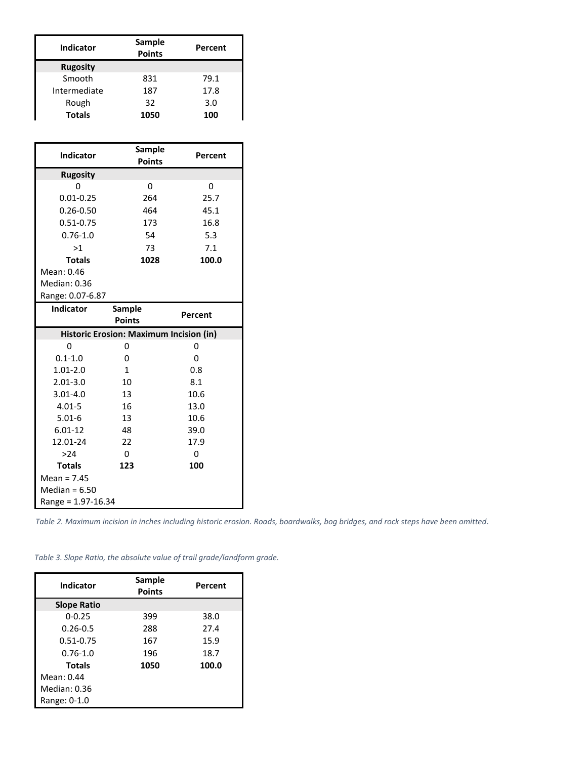| Indicator | Sample Points | Percent |
|---|---|---|
| **Rugosity** | | |
| Smooth | 831 | 79.1 |
| Intermediate | 187 | 17.8 |
| Rough | 32 | 3.0 |
| **Totals** | **1050** | **100** |

| Indicator | Sample Points | Percent |
|---|---|---|
| **Rugosity** | | |
| 0 | 0 | 0 |
| 0.01-0.25 | 264 | 25.7 |
| 0.26-0.50 | 464 | 45.1 |
| 0.51-0.75 | 173 | 16.8 |
| 0.76-1.0 | 54 | 5.3 |
| >1 | 73 | 7.1 |
| **Totals** | **1028** | **100.0** |

Mean: 0.46
Median: 0.36
Range: 0.07-6.87

| Indicator | Sample Points | Percent |
|---|---|---|
| **Historic Erosion: Maximum Incision (in)** | | |
| 0 | 0 | 0 |
| 0.1-1.0 | 0 | 0 |
| 1.01-2.0 | 1 | 0.8 |
| 2.01-3.0 | 10 | 8.1 |
| 3.01-4.0 | 13 | 10.6 |
| 4.01-5 | 16 | 13.0 |
| 5.01-6 | 13 | 10.6 |
| 6.01-12 | 48 | 39.0 |
| 12.01-24 | 22 | 17.9 |
| >24 | 0 | 0 |
| **Totals** | **123** | **100** |

Mean = 7.45
Median = 6.50
Range = 1.97-16.34

*Table 2. Maximum incision in inches including historic erosion. Roads, boardwalks, bog bridges, and rock steps have been omitted.*

*Table 3. Slope Ratio, the absolute value of trail grade/landform grade.*

| Indicator | Sample Points | Percent |
|---|---|---|
| **Slope Ratio** | | |
| 0-0.25 | 399 | 38.0 |
| 0.26-0.5 | 288 | 27.4 |
| 0.51-0.75 | 167 | 15.9 |
| 0.76-1.0 | 196 | 18.7 |
| **Totals** | **1050** | **100.0** |

Mean: 0.44
Median: 0.36
Range: 0-1.0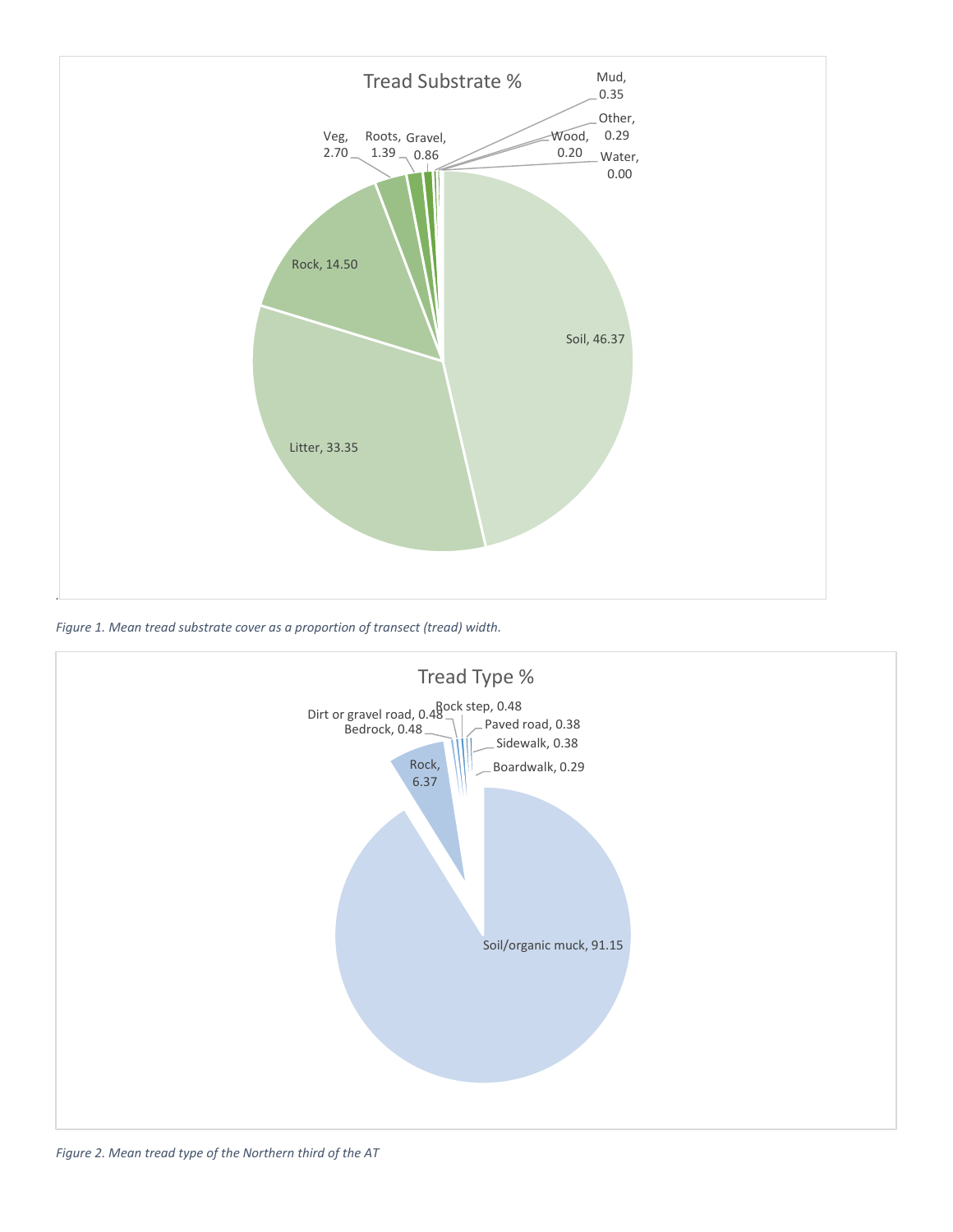Tread Substrate %

Mud, 0.35

Other, 0.29

Wood, 0.20

Water, 0.00

Veg, 2.70

Roots, 1.39

Gravel, 0.86

Rock, 14.50

Soil, 46.37

Litter, 33.35

*Figure 1. Mean tread substrate cover as a proportion of transect (tread) width.*

Tread Type %

Dirt or gravel road, 0.48

Rock step, 0.48

Bedrock, 0.48

Paved road, 0.38

Sidewalk, 0.38

Boardwalk, 0.29

Rock, 6.37

Soil/organic muck, 91.15

*Figure 2. Mean tread type of the Northern third of the AT*